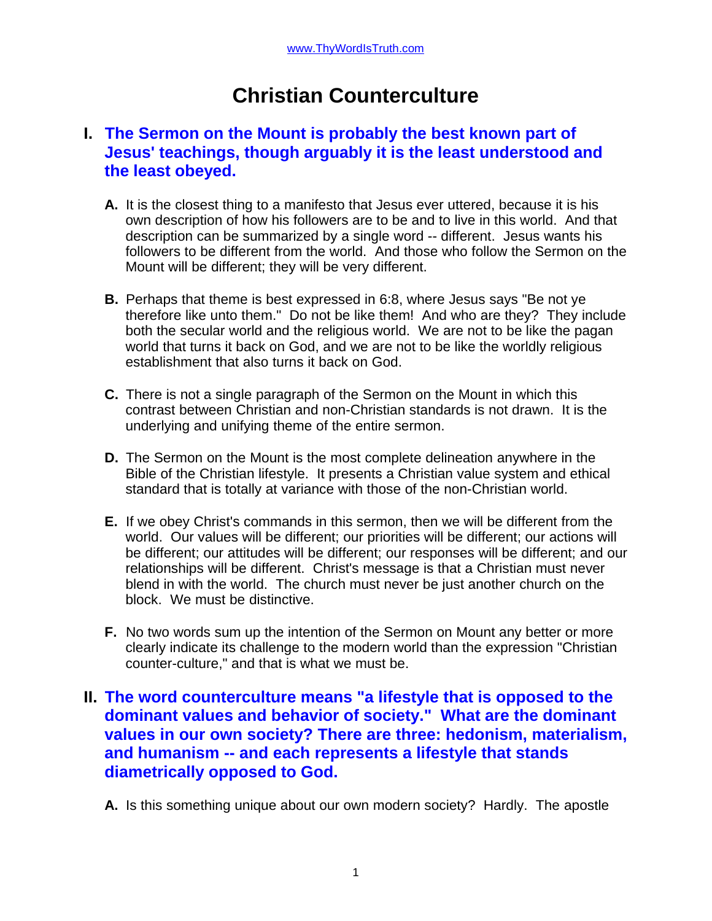www.ThyWordIsTruth.com

# Christian Counterculture

## I. The Sermon on the Mount is probably the best known part of Jesus' teachings, though arguably it is the least understood and the least obeyed.

**A.** It is the closest thing to a manifesto that Jesus ever uttered, because it is his own description of how his followers are to be and to live in this world. And that description can be summarized by a single word -- different. Jesus wants his followers to be different from the world. And those who follow the Sermon on the Mount will be different; they will be very different.

**B.** Perhaps that theme is best expressed in 6:8, where Jesus says "Be not ye therefore like unto them." Do not be like them! And who are they? They include both the secular world and the religious world. We are not to be like the pagan world that turns it back on God, and we are not to be like the worldly religious establishment that also turns it back on God.

**C.** There is not a single paragraph of the Sermon on the Mount in which this contrast between Christian and non-Christian standards is not drawn. It is the underlying and unifying theme of the entire sermon.

**D.** The Sermon on the Mount is the most complete delineation anywhere in the Bible of the Christian lifestyle. It presents a Christian value system and ethical standard that is totally at variance with those of the non-Christian world.

**E.** If we obey Christ's commands in this sermon, then we will be different from the world. Our values will be different; our priorities will be different; our actions will be different; our attitudes will be different; our responses will be different; and our relationships will be different. Christ's message is that a Christian must never blend in with the world. The church must never be just another church on the block. We must be distinctive.

**F.** No two words sum up the intention of the Sermon on Mount any better or more clearly indicate its challenge to the modern world than the expression "Christian counter-culture," and that is what we must be.

## II. The word counterculture means "a lifestyle that is opposed to the dominant values and behavior of society." What are the dominant values in our own society? There are three: hedonism, materialism, and humanism -- and each represents a lifestyle that stands diametrically opposed to God.

**A.** Is this something unique about our own modern society? Hardly. The apostle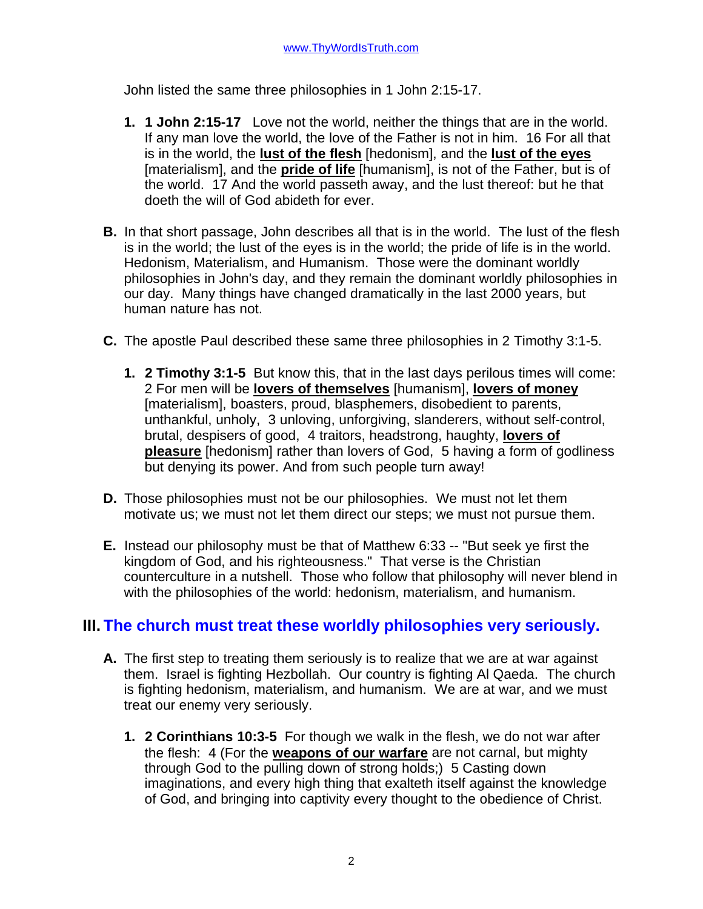John listed the same three philosophies in 1 John 2:15-17.

1. **1 John 2:15-17** Love not the world, neither the things that are in the world. If any man love the world, the love of the Father is not in him. 16 For all that is in the world, the **lust of the flesh** [hedonism], and the **lust of the eyes** [materialism], and the **pride of life** [humanism], is not of the Father, but is of the world. 17 And the world passeth away, and the lust thereof: but he that doeth the will of God abideth for ever.

**B.** In that short passage, John describes all that is in the world. The lust of the flesh is in the world; the lust of the eyes is in the world; the pride of life is in the world. Hedonism, Materialism, and Humanism. Those were the dominant worldly philosophies in John's day, and they remain the dominant worldly philosophies in our day. Many things have changed dramatically in the last 2000 years, but human nature has not.

**C.** The apostle Paul described these same three philosophies in 2 Timothy 3:1-5.

1. **2 Timothy 3:1-5** But know this, that in the last days perilous times will come: 2 For men will be **lovers of themselves** [humanism], **lovers of money** [materialism], boasters, proud, blasphemers, disobedient to parents, unthankful, unholy, 3 unloving, unforgiving, slanderers, without self-control, brutal, despisers of good, 4 traitors, headstrong, haughty, **lovers of pleasure** [hedonism] rather than lovers of God, 5 having a form of godliness but denying its power. And from such people turn away!

**D.** Those philosophies must not be our philosophies. We must not let them motivate us; we must not let them direct our steps; we must not pursue them.

**E.** Instead our philosophy must be that of Matthew 6:33 -- "But seek ye first the kingdom of God, and his righteousness." That verse is the Christian counterculture in a nutshell. Those who follow that philosophy will never blend in with the philosophies of the world: hedonism, materialism, and humanism.

## III. The church must treat these worldly philosophies very seriously.

**A.** The first step to treating them seriously is to realize that we are at war against them. Israel is fighting Hezbollah. Our country is fighting Al Qaeda. The church is fighting hedonism, materialism, and humanism. We are at war, and we must treat our enemy very seriously.

1. **2 Corinthians 10:3-5** For though we walk in the flesh, we do not war after the flesh: 4 (For the **weapons of our warfare** are not carnal, but mighty through God to the pulling down of strong holds;) 5 Casting down imaginations, and every high thing that exalteth itself against the knowledge of God, and bringing into captivity every thought to the obedience of Christ.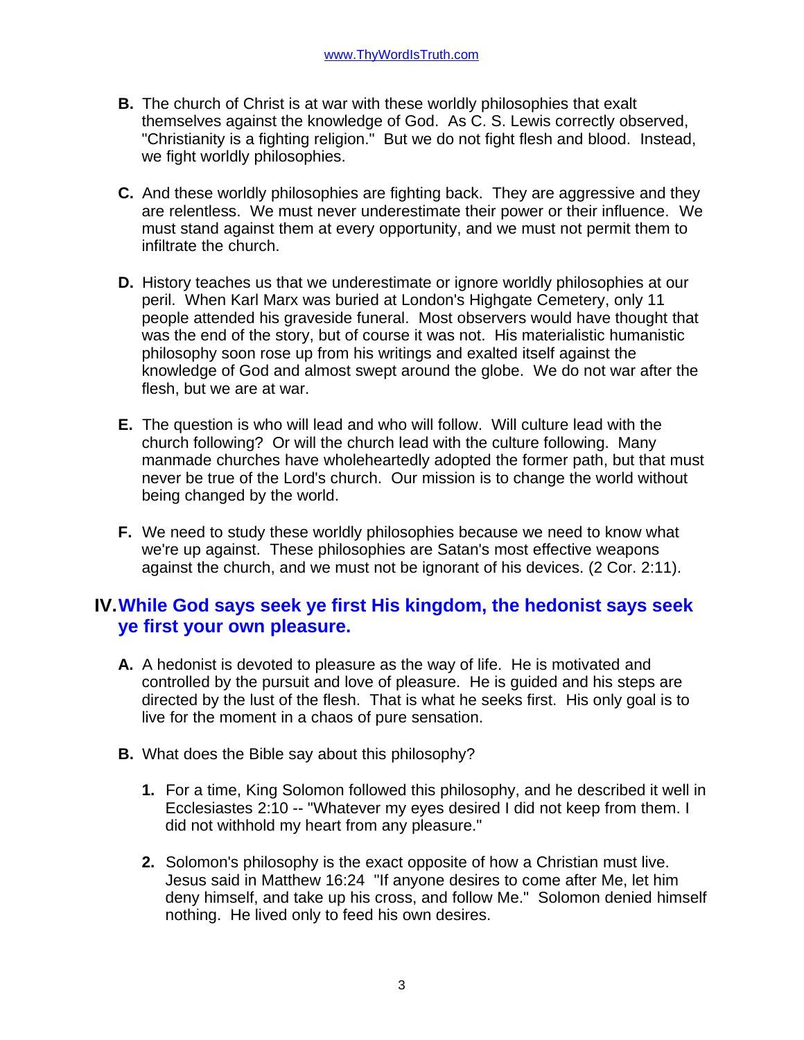**B.** The church of Christ is at war with these worldly philosophies that exalt themselves against the knowledge of God. As C. S. Lewis correctly observed, "Christianity is a fighting religion." But we do not fight flesh and blood. Instead, we fight worldly philosophies.

**C.** And these worldly philosophies are fighting back. They are aggressive and they are relentless. We must never underestimate their power or their influence. We must stand against them at every opportunity, and we must not permit them to infiltrate the church.

**D.** History teaches us that we underestimate or ignore worldly philosophies at our peril. When Karl Marx was buried at London's Highgate Cemetery, only 11 people attended his graveside funeral. Most observers would have thought that was the end of the story, but of course it was not. His materialistic humanistic philosophy soon rose up from his writings and exalted itself against the knowledge of God and almost swept around the globe. We do not war after the flesh, but we are at war.

**E.** The question is who will lead and who will follow. Will culture lead with the church following? Or will the church lead with the culture following. Many manmade churches have wholeheartedly adopted the former path, but that must never be true of the Lord's church. Our mission is to change the world without being changed by the world.

**F.** We need to study these worldly philosophies because we need to know what we're up against. These philosophies are Satan's most effective weapons against the church, and we must not be ignorant of his devices. (2 Cor. 2:11).

## IV. While God says seek ye first His kingdom, the hedonist says seek ye first your own pleasure.

**A.** A hedonist is devoted to pleasure as the way of life. He is motivated and controlled by the pursuit and love of pleasure. He is guided and his steps are directed by the lust of the flesh. That is what he seeks first. His only goal is to live for the moment in a chaos of pure sensation.

**B.** What does the Bible say about this philosophy?

1. For a time, King Solomon followed this philosophy, and he described it well in Ecclesiastes 2:10 -- "Whatever my eyes desired I did not keep from them. I did not withhold my heart from any pleasure."

2. Solomon's philosophy is the exact opposite of how a Christian must live. Jesus said in Matthew 16:24 "If anyone desires to come after Me, let him deny himself, and take up his cross, and follow Me." Solomon denied himself nothing. He lived only to feed his own desires.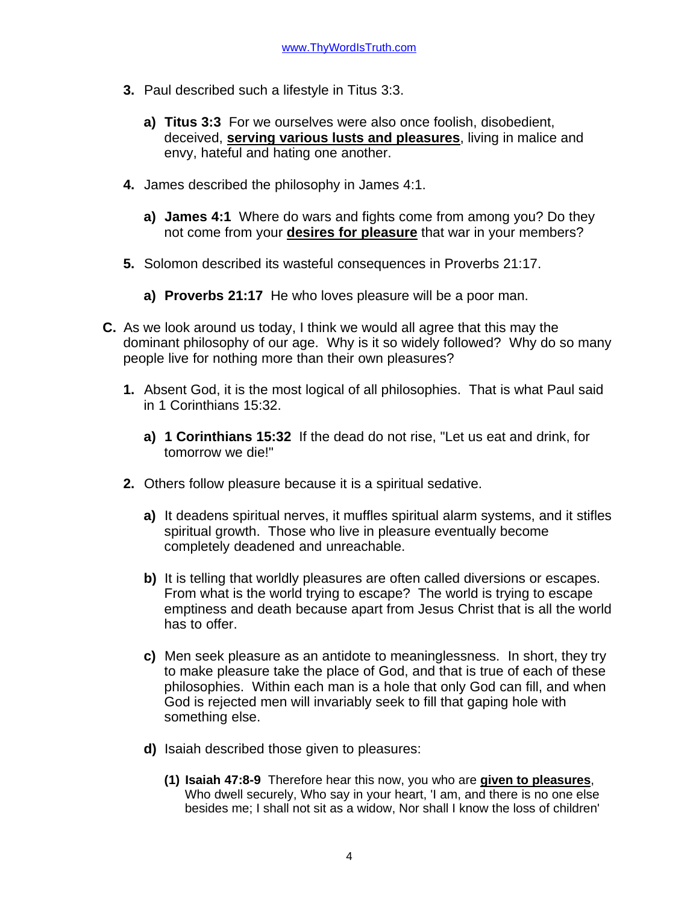3. Paul described such a lifestyle in Titus 3:3.

    a) **Titus 3:3** For we ourselves were also once foolish, disobedient, deceived, **serving various lusts and pleasures**, living in malice and envy, hateful and hating one another.

4. James described the philosophy in James 4:1.

    a) **James 4:1** Where do wars and fights come from among you? Do they not come from your **desires for pleasure** that war in your members?

5. Solomon described its wasteful consequences in Proverbs 21:17.

    a) **Proverbs 21:17** He who loves pleasure will be a poor man.

**C.** As we look around us today, I think we would all agree that this may the dominant philosophy of our age. Why is it so widely followed? Why do so many people live for nothing more than their own pleasures?

1. Absent God, it is the most logical of all philosophies. That is what Paul said in 1 Corinthians 15:32.

    a) **1 Corinthians 15:32** If the dead do not rise, "Let us eat and drink, for tomorrow we die!"

2. Others follow pleasure because it is a spiritual sedative.

    a) It deadens spiritual nerves, it muffles spiritual alarm systems, and it stifles spiritual growth. Those who live in pleasure eventually become completely deadened and unreachable.

    b) It is telling that worldly pleasures are often called diversions or escapes. From what is the world trying to escape? The world is trying to escape emptiness and death because apart from Jesus Christ that is all the world has to offer.

    c) Men seek pleasure as an antidote to meaninglessness. In short, they try to make pleasure take the place of God, and that is true of each of these philosophies. Within each man is a hole that only God can fill, and when God is rejected men will invariably seek to fill that gaping hole with something else.

    d) Isaiah described those given to pleasures:

        (1) **Isaiah 47:8-9** Therefore hear this now, you who are **given to pleasures**, Who dwell securely, Who say in your heart, 'I am, and there is no one else besides me; I shall not sit as a widow, Nor shall I know the loss of children'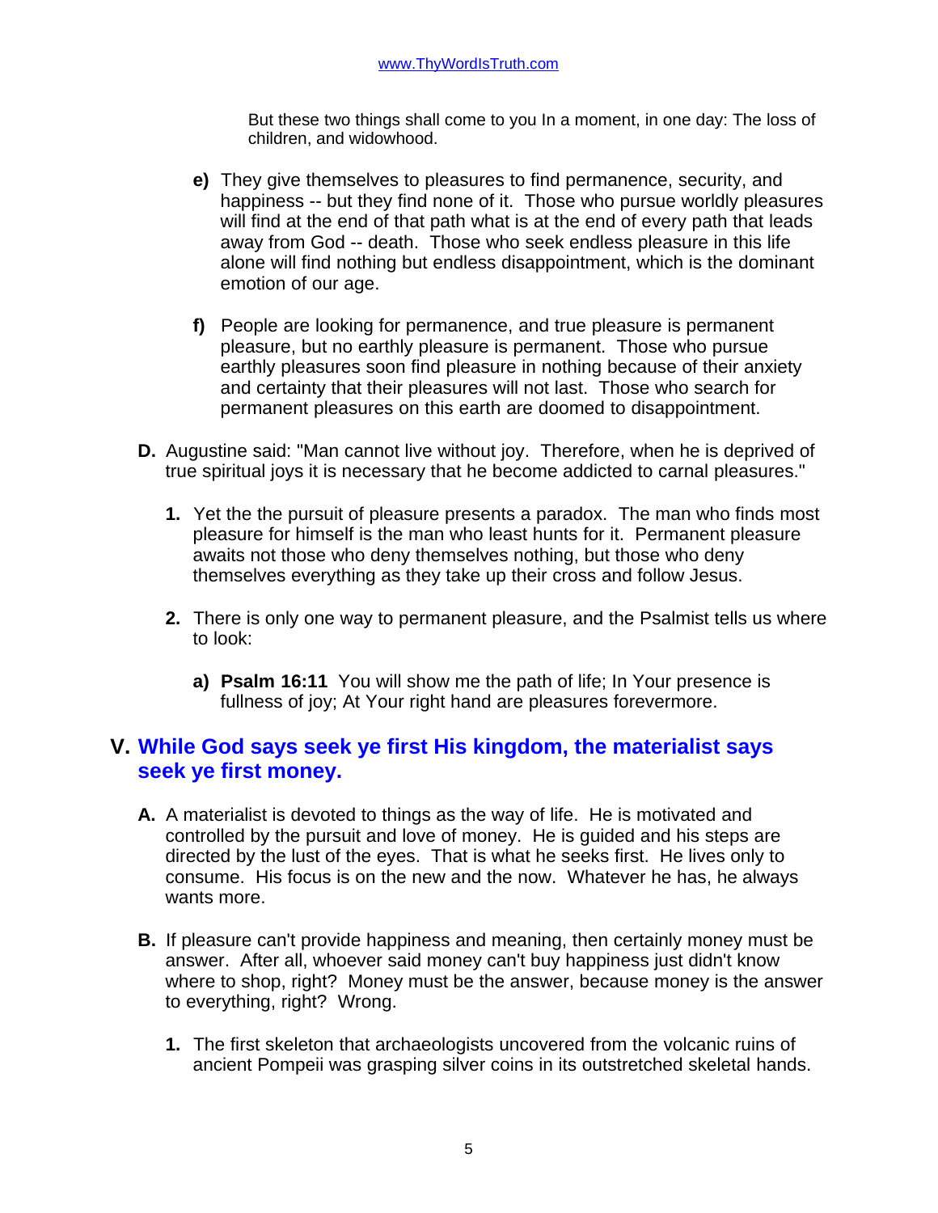But these two things shall come to you In a moment, in one day: The loss of children, and widowhood.

**e)** They give themselves to pleasures to find permanence, security, and happiness -- but they find none of it. Those who pursue worldly pleasures will find at the end of that path what is at the end of every path that leads away from God -- death. Those who seek endless pleasure in this life alone will find nothing but endless disappointment, which is the dominant emotion of our age.

**f)** People are looking for permanence, and true pleasure is permanent pleasure, but no earthly pleasure is permanent. Those who pursue earthly pleasures soon find pleasure in nothing because of their anxiety and certainty that their pleasures will not last. Those who search for permanent pleasures on this earth are doomed to disappointment.

**D.** Augustine said: "Man cannot live without joy. Therefore, when he is deprived of true spiritual joys it is necessary that he become addicted to carnal pleasures."

**1.** Yet the the pursuit of pleasure presents a paradox. The man who finds most pleasure for himself is the man who least hunts for it. Permanent pleasure awaits not those who deny themselves nothing, but those who deny themselves everything as they take up their cross and follow Jesus.

**2.** There is only one way to permanent pleasure, and the Psalmist tells us where to look:

**a)** **Psalm 16:11** You will show me the path of life; In Your presence is fullness of joy; At Your right hand are pleasures forevermore.

## V. While God says seek ye first His kingdom, the materialist says seek ye first money.

**A.** A materialist is devoted to things as the way of life. He is motivated and controlled by the pursuit and love of money. He is guided and his steps are directed by the lust of the eyes. That is what he seeks first. He lives only to consume. His focus is on the new and the now. Whatever he has, he always wants more.

**B.** If pleasure can't provide happiness and meaning, then certainly money must be answer. After all, whoever said money can't buy happiness just didn't know where to shop, right? Money must be the answer, because money is the answer to everything, right? Wrong.

**1.** The first skeleton that archaeologists uncovered from the volcanic ruins of ancient Pompeii was grasping silver coins in its outstretched skeletal hands.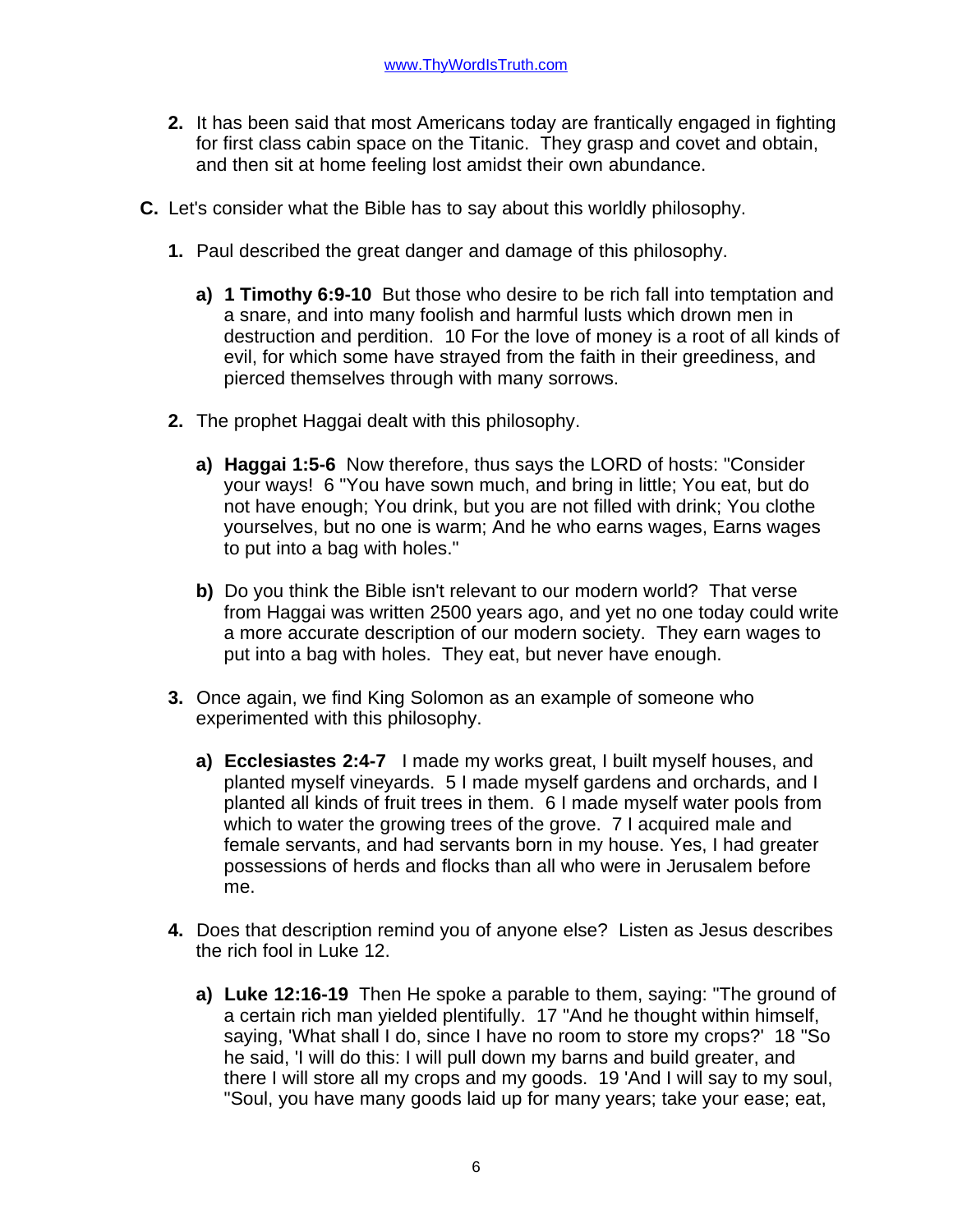2. It has been said that most Americans today are frantically engaged in fighting for first class cabin space on the Titanic. They grasp and covet and obtain, and then sit at home feeling lost amidst their own abundance.

**C.** Let's consider what the Bible has to say about this worldly philosophy.

**1.** Paul described the great danger and damage of this philosophy.

**a)** **1 Timothy 6:9-10** But those who desire to be rich fall into temptation and a snare, and into many foolish and harmful lusts which drown men in destruction and perdition. 10 For the love of money is a root of all kinds of evil, for which some have strayed from the faith in their greediness, and pierced themselves through with many sorrows.

**2.** The prophet Haggai dealt with this philosophy.

**a)** **Haggai 1:5-6** Now therefore, thus says the LORD of hosts: "Consider your ways! 6 "You have sown much, and bring in little; You eat, but do not have enough; You drink, but you are not filled with drink; You clothe yourselves, but no one is warm; And he who earns wages, Earns wages to put into a bag with holes."

**b)** Do you think the Bible isn't relevant to our modern world? That verse from Haggai was written 2500 years ago, and yet no one today could write a more accurate description of our modern society. They earn wages to put into a bag with holes. They eat, but never have enough.

**3.** Once again, we find King Solomon as an example of someone who experimented with this philosophy.

**a)** **Ecclesiastes 2:4-7** I made my works great, I built myself houses, and planted myself vineyards. 5 I made myself gardens and orchards, and I planted all kinds of fruit trees in them. 6 I made myself water pools from which to water the growing trees of the grove. 7 I acquired male and female servants, and had servants born in my house. Yes, I had greater possessions of herds and flocks than all who were in Jerusalem before me.

**4.** Does that description remind you of anyone else? Listen as Jesus describes the rich fool in Luke 12.

**a)** **Luke 12:16-19** Then He spoke a parable to them, saying: "The ground of a certain rich man yielded plentifully. 17 "And he thought within himself, saying, 'What shall I do, since I have no room to store my crops?' 18 "So he said, 'I will do this: I will pull down my barns and build greater, and there I will store all my crops and my goods. 19 'And I will say to my soul, "Soul, you have many goods laid up for many years; take your ease; eat,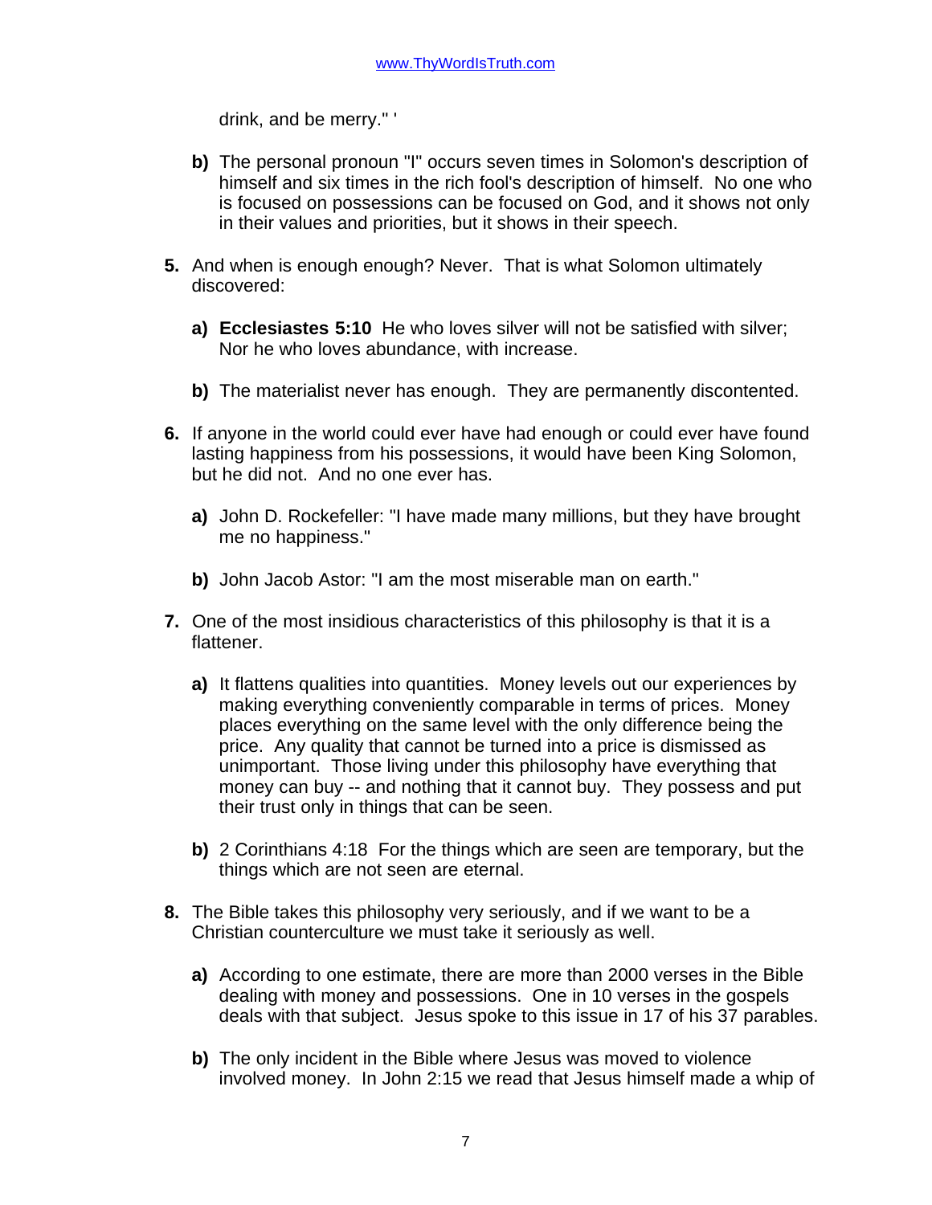drink, and be merry." '

**b)** The personal pronoun "I" occurs seven times in Solomon's description of himself and six times in the rich fool's description of himself. No one who is focused on possessions can be focused on God, and it shows not only in their values and priorities, but it shows in their speech.

**5.** And when is enough enough? Never. That is what Solomon ultimately discovered:

**a)** **Ecclesiastes 5:10** He who loves silver will not be satisfied with silver; Nor he who loves abundance, with increase.

**b)** The materialist never has enough. They are permanently discontented.

**6.** If anyone in the world could ever have had enough or could ever have found lasting happiness from his possessions, it would have been King Solomon, but he did not. And no one ever has.

**a)** John D. Rockefeller: "I have made many millions, but they have brought me no happiness."

**b)** John Jacob Astor: "I am the most miserable man on earth."

**7.** One of the most insidious characteristics of this philosophy is that it is a flattener.

**a)** It flattens qualities into quantities. Money levels out our experiences by making everything conveniently comparable in terms of prices. Money places everything on the same level with the only difference being the price. Any quality that cannot be turned into a price is dismissed as unimportant. Those living under this philosophy have everything that money can buy -- and nothing that it cannot buy. They possess and put their trust only in things that can be seen.

**b)** 2 Corinthians 4:18 For the things which are seen are temporary, but the things which are not seen are eternal.

**8.** The Bible takes this philosophy very seriously, and if we want to be a Christian counterculture we must take it seriously as well.

**a)** According to one estimate, there are more than 2000 verses in the Bible dealing with money and possessions. One in 10 verses in the gospels deals with that subject. Jesus spoke to this issue in 17 of his 37 parables.

**b)** The only incident in the Bible where Jesus was moved to violence involved money. In John 2:15 we read that Jesus himself made a whip of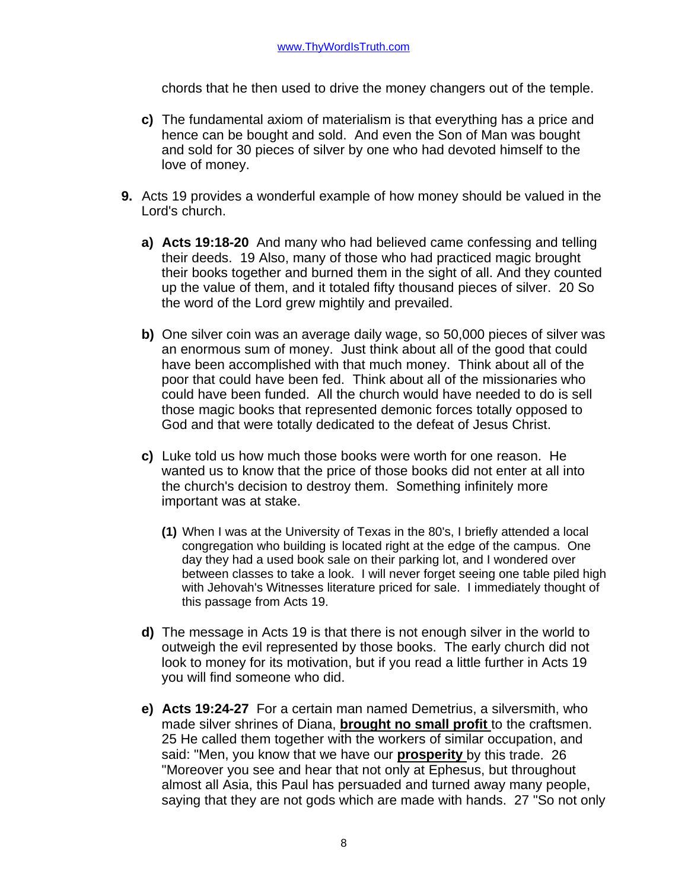chords that he then used to drive the money changers out of the temple.

**c)** The fundamental axiom of materialism is that everything has a price and hence can be bought and sold. And even the Son of Man was bought and sold for 30 pieces of silver by one who had devoted himself to the love of money.

**9.** Acts 19 provides a wonderful example of how money should be valued in the Lord's church.

**a)** **Acts 19:18-20** And many who had believed came confessing and telling their deeds. 19 Also, many of those who had practiced magic brought their books together and burned them in the sight of all. And they counted up the value of them, and it totaled fifty thousand pieces of silver. 20 So the word of the Lord grew mightily and prevailed.

**b)** One silver coin was an average daily wage, so 50,000 pieces of silver was an enormous sum of money. Just think about all of the good that could have been accomplished with that much money. Think about all of the poor that could have been fed. Think about all of the missionaries who could have been funded. All the church would have needed to do is sell those magic books that represented demonic forces totally opposed to God and that were totally dedicated to the defeat of Jesus Christ.

**c)** Luke told us how much those books were worth for one reason. He wanted us to know that the price of those books did not enter at all into the church's decision to destroy them. Something infinitely more important was at stake.

**(1)** When I was at the University of Texas in the 80's, I briefly attended a local congregation who building is located right at the edge of the campus. One day they had a used book sale on their parking lot, and I wondered over between classes to take a look. I will never forget seeing one table piled high with Jehovah's Witnesses literature priced for sale. I immediately thought of this passage from Acts 19.

**d)** The message in Acts 19 is that there is not enough silver in the world to outweigh the evil represented by those books. The early church did not look to money for its motivation, but if you read a little further in Acts 19 you will find someone who did.

**e)** **Acts 19:24-27** For a certain man named Demetrius, a silversmith, who made silver shrines of Diana, **<u>brought no small profit</u>** to the craftsmen. 25 He called them together with the workers of similar occupation, and said: "Men, you know that we have our **<u>prosperity</u>** by this trade. 26 "Moreover you see and hear that not only at Ephesus, but throughout almost all Asia, this Paul has persuaded and turned away many people, saying that they are not gods which are made with hands. 27 "So not only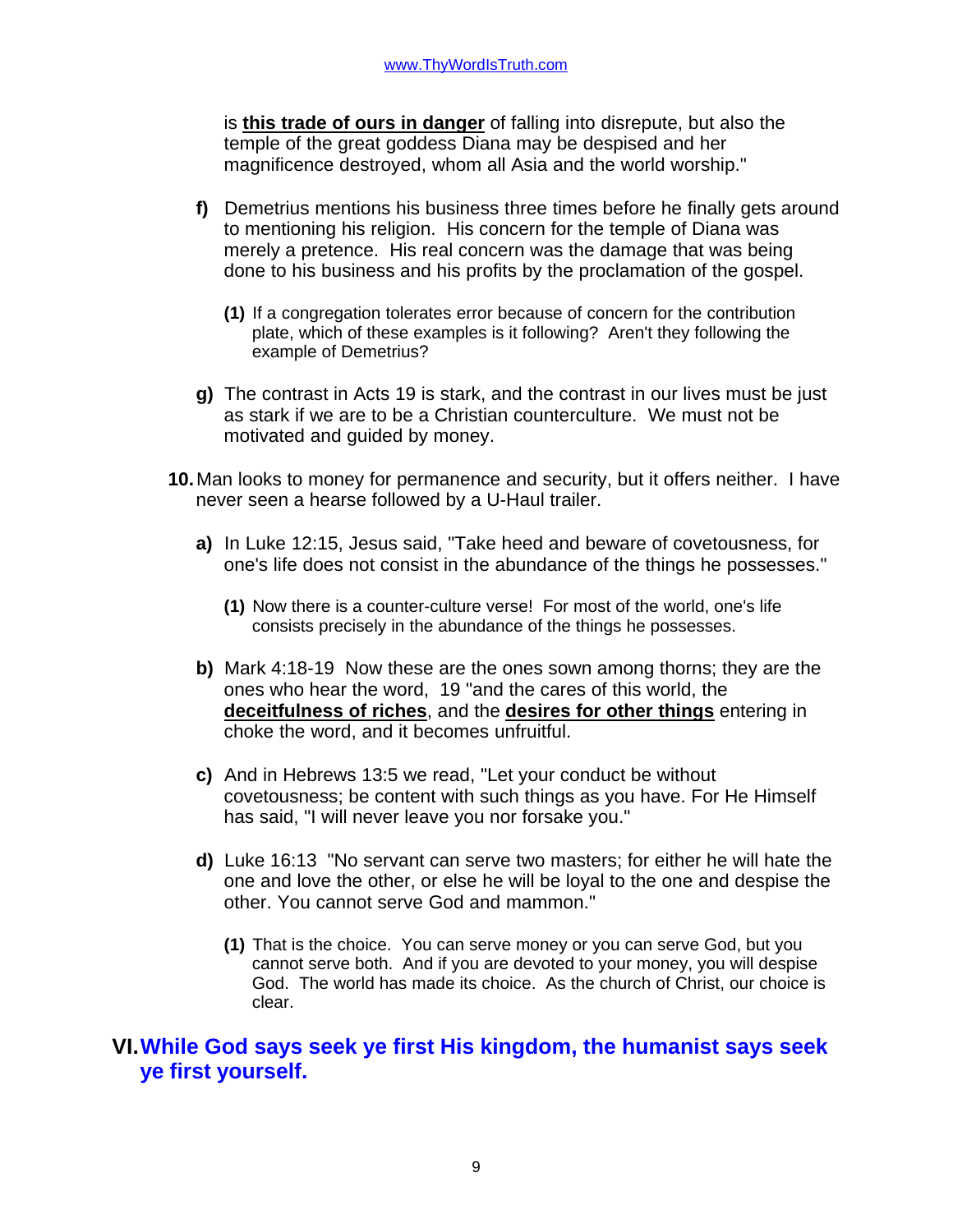is **this trade of ours in danger** of falling into disrepute, but also the temple of the great goddess Diana may be despised and her magnificence destroyed, whom all Asia and the world worship."

- **f)** Demetrius mentions his business three times before he finally gets around to mentioning his religion. His concern for the temple of Diana was merely a pretence. His real concern was the damage that was being done to his business and his profits by the proclamation of the gospel.
  - **(1)** If a congregation tolerates error because of concern for the contribution plate, which of these examples is it following? Aren't they following the example of Demetrius?
- **g)** The contrast in Acts 19 is stark, and the contrast in our lives must be just as stark if we are to be a Christian counterculture. We must not be motivated and guided by money.

**10.** Man looks to money for permanence and security, but it offers neither. I have never seen a hearse followed by a U-Haul trailer.

- **a)** In Luke 12:15, Jesus said, "Take heed and beware of covetousness, for one's life does not consist in the abundance of the things he possesses."
  - **(1)** Now there is a counter-culture verse! For most of the world, one's life consists precisely in the abundance of the things he possesses.
- **b)** Mark 4:18-19 Now these are the ones sown among thorns; they are the ones who hear the word, 19 "and the cares of this world, the **deceitfulness of riches**, and the **desires for other things** entering in choke the word, and it becomes unfruitful.
- **c)** And in Hebrews 13:5 we read, "Let your conduct be without covetousness; be content with such things as you have. For He Himself has said, "I will never leave you nor forsake you."
- **d)** Luke 16:13 "No servant can serve two masters; for either he will hate the one and love the other, or else he will be loyal to the one and despise the other. You cannot serve God and mammon."
  - **(1)** That is the choice. You can serve money or you can serve God, but you cannot serve both. And if you are devoted to your money, you will despise God. The world has made its choice. As the church of Christ, our choice is clear.

## VI. While God says seek ye first His kingdom, the humanist says seek ye first yourself.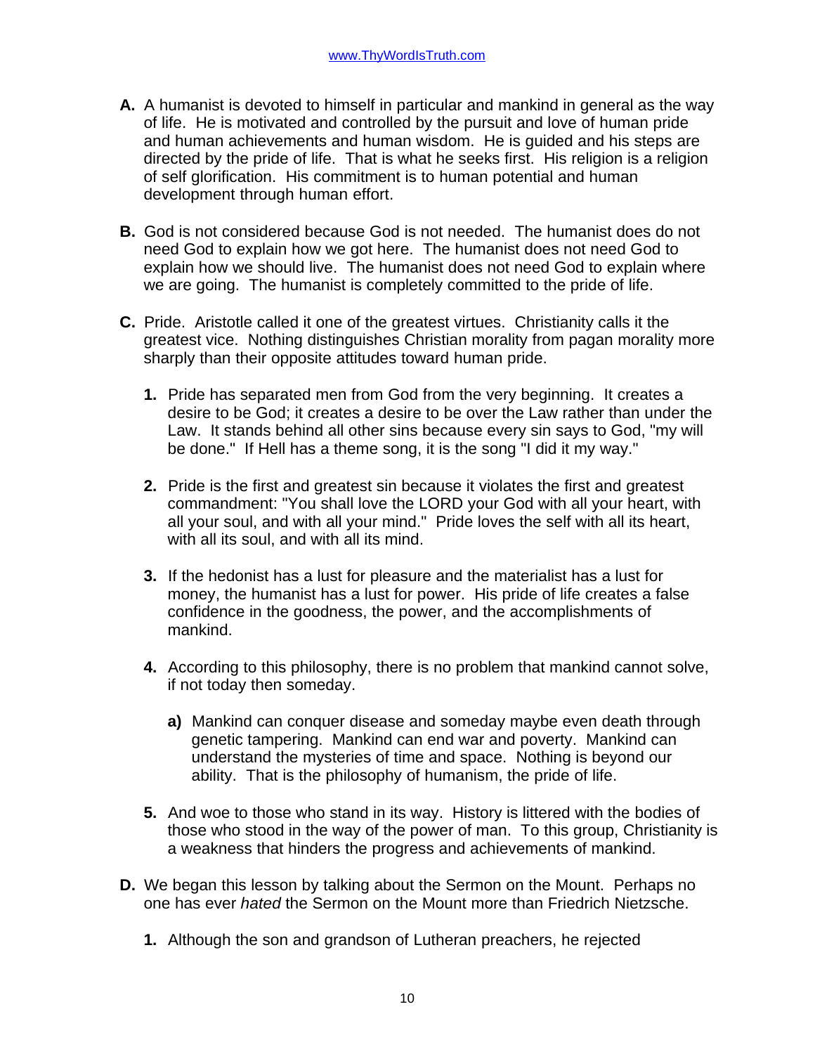**A.** A humanist is devoted to himself in particular and mankind in general as the way of life. He is motivated and controlled by the pursuit and love of human pride and human achievements and human wisdom. He is guided and his steps are directed by the pride of life. That is what he seeks first. His religion is a religion of self glorification. His commitment is to human potential and human development through human effort.

**B.** God is not considered because God is not needed. The humanist does do not need God to explain how we got here. The humanist does not need God to explain how we should live. The humanist does not need God to explain where we are going. The humanist is completely committed to the pride of life.

**C.** Pride. Aristotle called it one of the greatest virtues. Christianity calls it the greatest vice. Nothing distinguishes Christian morality from pagan morality more sharply than their opposite attitudes toward human pride.

**1.** Pride has separated men from God from the very beginning. It creates a desire to be God; it creates a desire to be over the Law rather than under the Law. It stands behind all other sins because every sin says to God, "my will be done." If Hell has a theme song, it is the song "I did it my way."

**2.** Pride is the first and greatest sin because it violates the first and greatest commandment: "You shall love the LORD your God with all your heart, with all your soul, and with all your mind." Pride loves the self with all its heart, with all its soul, and with all its mind.

**3.** If the hedonist has a lust for pleasure and the materialist has a lust for money, the humanist has a lust for power. His pride of life creates a false confidence in the goodness, the power, and the accomplishments of mankind.

**4.** According to this philosophy, there is no problem that mankind cannot solve, if not today then someday.

**a)** Mankind can conquer disease and someday maybe even death through genetic tampering. Mankind can end war and poverty. Mankind can understand the mysteries of time and space. Nothing is beyond our ability. That is the philosophy of humanism, the pride of life.

**5.** And woe to those who stand in its way. History is littered with the bodies of those who stood in the way of the power of man. To this group, Christianity is a weakness that hinders the progress and achievements of mankind.

**D.** We began this lesson by talking about the Sermon on the Mount. Perhaps no one has ever *hated* the Sermon on the Mount more than Friedrich Nietzsche.

**1.** Although the son and grandson of Lutheran preachers, he rejected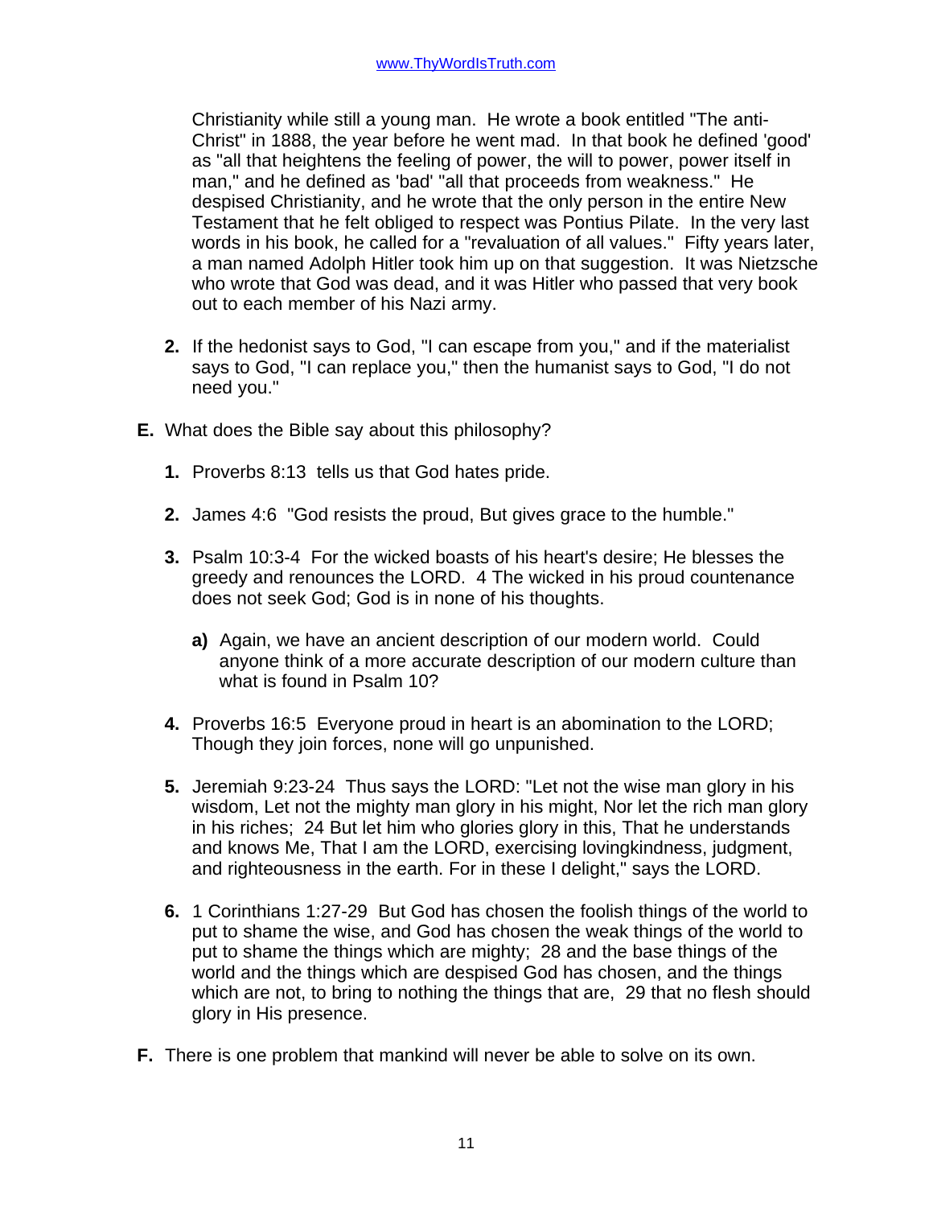Christianity while still a young man. He wrote a book entitled "The anti-Christ" in 1888, the year before he went mad. In that book he defined 'good' as "all that heightens the feeling of power, the will to power, power itself in man," and he defined as 'bad' "all that proceeds from weakness." He despised Christianity, and he wrote that the only person in the entire New Testament that he felt obliged to respect was Pontius Pilate. In the very last words in his book, he called for a "revaluation of all values." Fifty years later, a man named Adolph Hitler took him up on that suggestion. It was Nietzsche who wrote that God was dead, and it was Hitler who passed that very book out to each member of his Nazi army.

2. If the hedonist says to God, "I can escape from you," and if the materialist says to God, "I can replace you," then the humanist says to God, "I do not need you."

**E.** What does the Bible say about this philosophy?

1. Proverbs 8:13 tells us that God hates pride.

2. James 4:6 "God resists the proud, But gives grace to the humble."

3. Psalm 10:3-4 For the wicked boasts of his heart's desire; He blesses the greedy and renounces the LORD. 4 The wicked in his proud countenance does not seek God; God is in none of his thoughts.

   a) Again, we have an ancient description of our modern world. Could anyone think of a more accurate description of our modern culture than what is found in Psalm 10?

4. Proverbs 16:5 Everyone proud in heart is an abomination to the LORD; Though they join forces, none will go unpunished.

5. Jeremiah 9:23-24 Thus says the LORD: "Let not the wise man glory in his wisdom, Let not the mighty man glory in his might, Nor let the rich man glory in his riches; 24 But let him who glories glory in this, That he understands and knows Me, That I am the LORD, exercising lovingkindness, judgment, and righteousness in the earth. For in these I delight," says the LORD.

6. 1 Corinthians 1:27-29 But God has chosen the foolish things of the world to put to shame the wise, and God has chosen the weak things of the world to put to shame the things which are mighty; 28 and the base things of the world and the things which are despised God has chosen, and the things which are not, to bring to nothing the things that are, 29 that no flesh should glory in His presence.

**F.** There is one problem that mankind will never be able to solve on its own.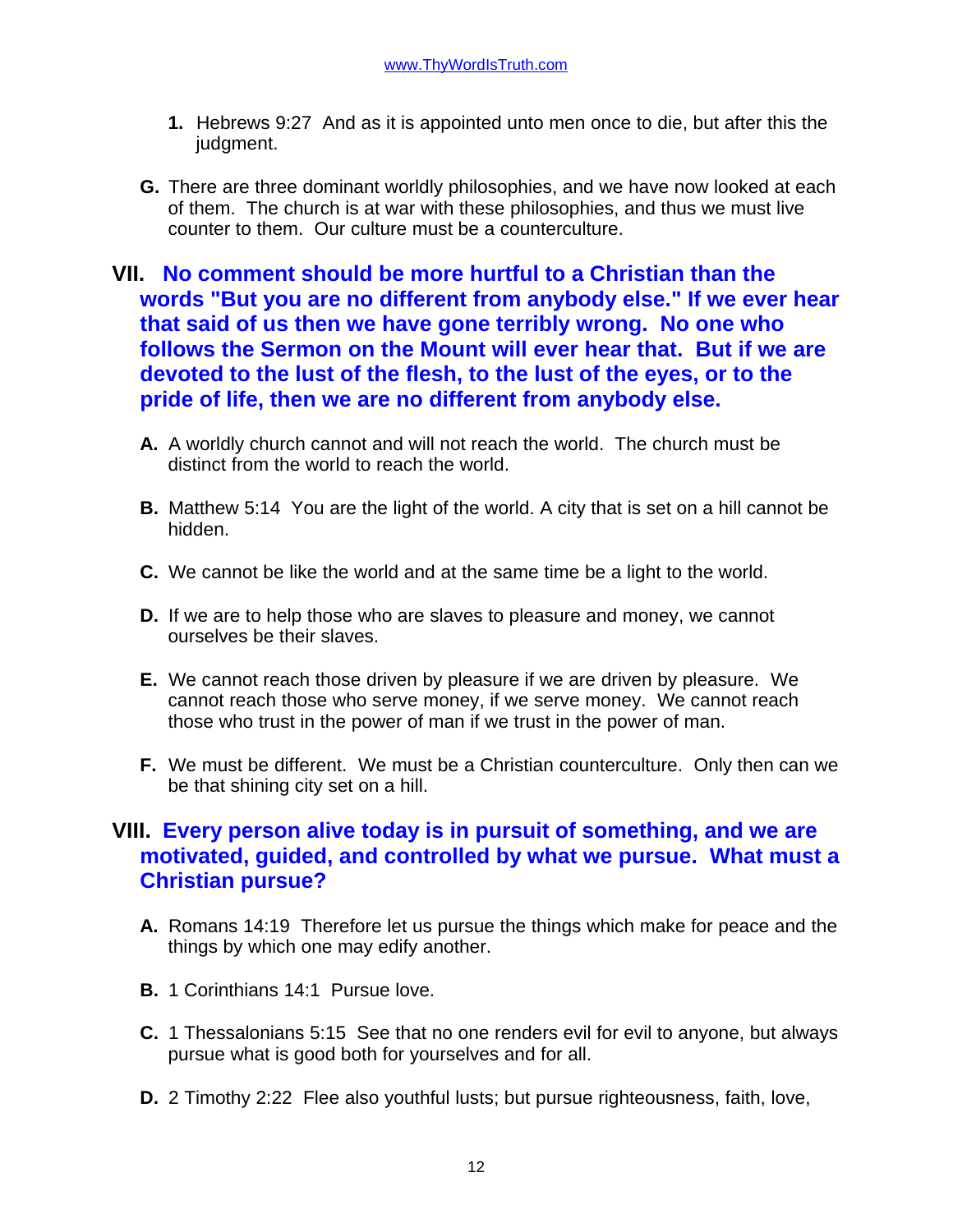1. Hebrews 9:27 And as it is appointed unto men once to die, but after this the judgment.

G. There are three dominant worldly philosophies, and we have now looked at each of them. The church is at war with these philosophies, and thus we must live counter to them. Our culture must be a counterculture.

## VII. No comment should be more hurtful to a Christian than the words "But you are no different from anybody else." If we ever hear that said of us then we have gone terribly wrong. No one who follows the Sermon on the Mount will ever hear that. But if we are devoted to the lust of the flesh, to the lust of the eyes, or to the pride of life, then we are no different from anybody else.

A. A worldly church cannot and will not reach the world. The church must be distinct from the world to reach the world.

B. Matthew 5:14 You are the light of the world. A city that is set on a hill cannot be hidden.

C. We cannot be like the world and at the same time be a light to the world.

D. If we are to help those who are slaves to pleasure and money, we cannot ourselves be their slaves.

E. We cannot reach those driven by pleasure if we are driven by pleasure. We cannot reach those who serve money, if we serve money. We cannot reach those who trust in the power of man if we trust in the power of man.

F. We must be different. We must be a Christian counterculture. Only then can we be that shining city set on a hill.

## VIII. Every person alive today is in pursuit of something, and we are motivated, guided, and controlled by what we pursue. What must a Christian pursue?

A. Romans 14:19 Therefore let us pursue the things which make for peace and the things by which one may edify another.

B. 1 Corinthians 14:1 Pursue love.

C. 1 Thessalonians 5:15 See that no one renders evil for evil to anyone, but always pursue what is good both for yourselves and for all.

D. 2 Timothy 2:22 Flee also youthful lusts; but pursue righteousness, faith, love,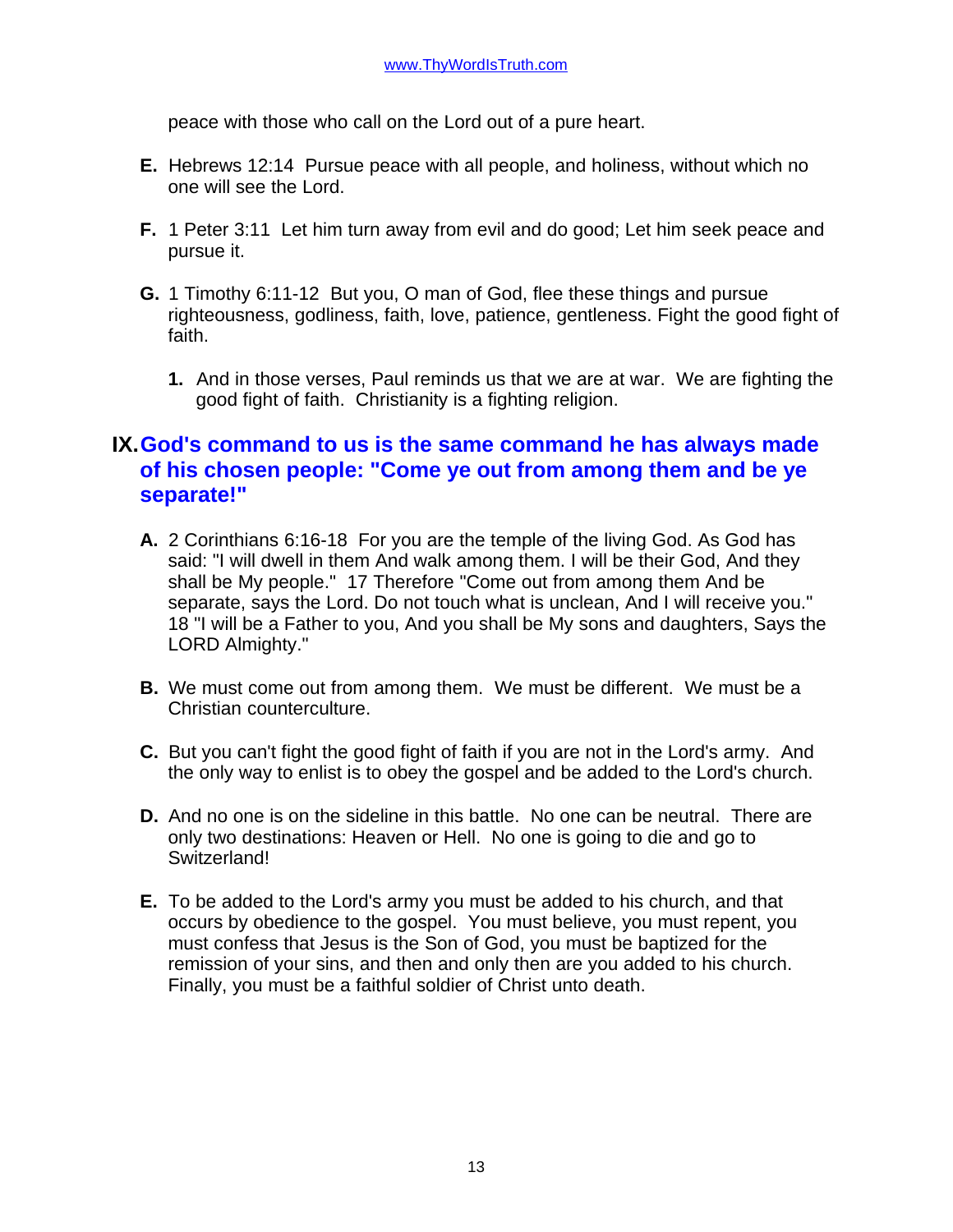peace with those who call on the Lord out of a pure heart.

E. Hebrews 12:14 Pursue peace with all people, and holiness, without which no one will see the Lord.

F. 1 Peter 3:11 Let him turn away from evil and do good; Let him seek peace and pursue it.

G. 1 Timothy 6:11-12 But you, O man of God, flee these things and pursue righteousness, godliness, faith, love, patience, gentleness. Fight the good fight of faith.

   1. And in those verses, Paul reminds us that we are at war. We are fighting the good fight of faith. Christianity is a fighting religion.

## IX. God's command to us is the same command he has always made of his chosen people: "Come ye out from among them and be ye separate!"

A. 2 Corinthians 6:16-18 For you are the temple of the living God. As God has said: "I will dwell in them And walk among them. I will be their God, And they shall be My people." 17 Therefore "Come out from among them And be separate, says the Lord. Do not touch what is unclean, And I will receive you." 18 "I will be a Father to you, And you shall be My sons and daughters, Says the LORD Almighty."

B. We must come out from among them. We must be different. We must be a Christian counterculture.

C. But you can't fight the good fight of faith if you are not in the Lord's army. And the only way to enlist is to obey the gospel and be added to the Lord's church.

D. And no one is on the sideline in this battle. No one can be neutral. There are only two destinations: Heaven or Hell. No one is going to die and go to Switzerland!

E. To be added to the Lord's army you must be added to his church, and that occurs by obedience to the gospel. You must believe, you must repent, you must confess that Jesus is the Son of God, you must be baptized for the remission of your sins, and then and only then are you added to his church. Finally, you must be a faithful soldier of Christ unto death.